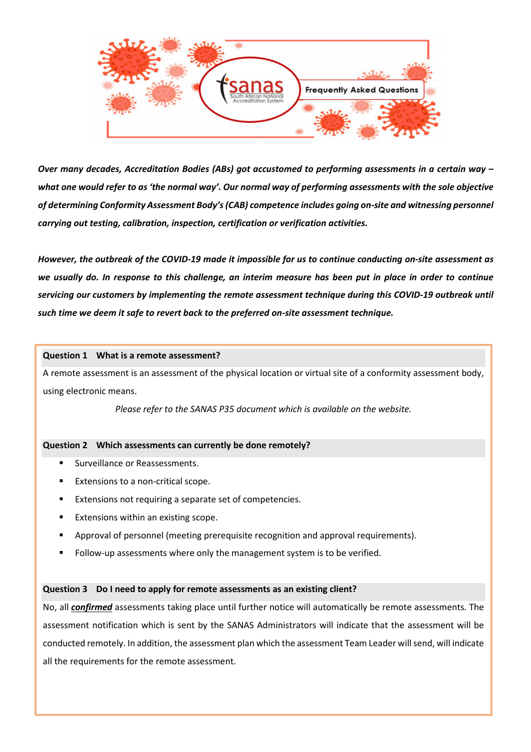sanas South African National Accreditation System

Frequently Asked Questions

***Over many decades, Accreditation Bodies (ABs) got accustomed to performing assessments in a certain way – what one would refer to as 'the normal way'. Our normal way of performing assessments with the sole objective of determining Conformity Assessment Body's (CAB) competence includes going on-site and witnessing personnel carrying out testing, calibration, inspection, certification or verification activities.***

***However, the outbreak of the COVID-19 made it impossible for us to continue conducting on-site assessment as we usually do. In response to this challenge, an interim measure has been put in place in order to continue servicing our customers by implementing the remote assessment technique during this COVID-19 outbreak until such time we deem it safe to revert back to the preferred on-site assessment technique.***

**Question 1 What is a remote assessment?**

A remote assessment is an assessment of the physical location or virtual site of a conformity assessment body, using electronic means.

*Please refer to the SANAS P35 document which is available on the website.*

**Question 2 Which assessments can currently be done remotely?**

- Surveillance or Reassessments.
- Extensions to a non-critical scope.
- Extensions not requiring a separate set of competencies.
- Extensions within an existing scope.
- Approval of personnel (meeting prerequisite recognition and approval requirements).
- Follow-up assessments where only the management system is to be verified.

**Question 3 Do I need to apply for remote assessments as an existing client?**

No, all ***<u>confirmed</u>*** assessments taking place until further notice will automatically be remote assessments. The assessment notification which is sent by the SANAS Administrators will indicate that the assessment will be conducted remotely. In addition, the assessment plan which the assessment Team Leader will send, will indicate all the requirements for the remote assessment.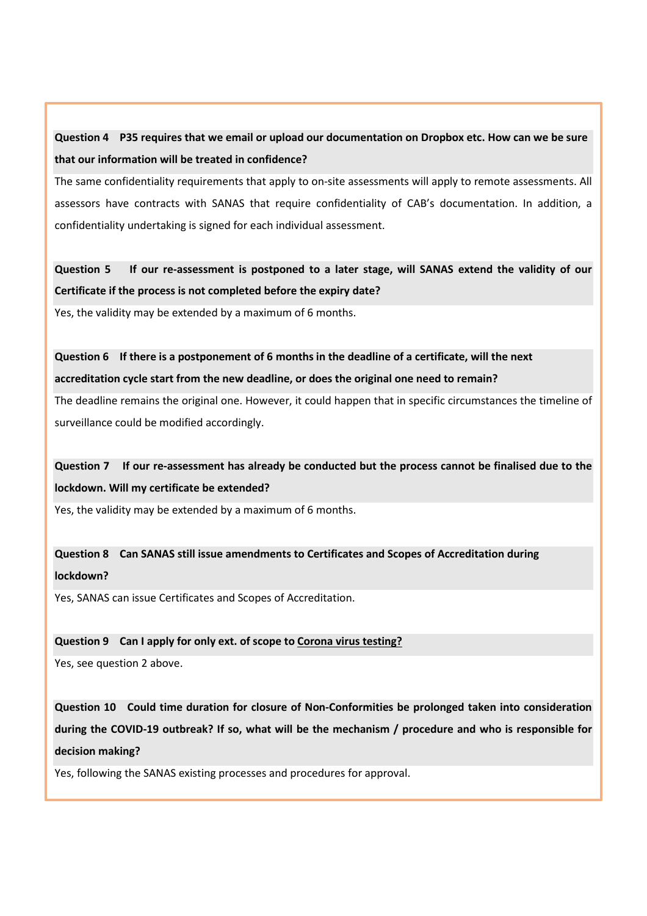**Question 4 P35 requires that we email or upload our documentation on Dropbox etc. How can we be sure that our information will be treated in confidence?**

The same confidentiality requirements that apply to on-site assessments will apply to remote assessments. All assessors have contracts with SANAS that require confidentiality of CAB's documentation. In addition, a confidentiality undertaking is signed for each individual assessment.

**Question 5 If our re-assessment is postponed to a later stage, will SANAS extend the validity of our Certificate if the process is not completed before the expiry date?**

Yes, the validity may be extended by a maximum of 6 months.

**Question 6 If there is a postponement of 6 months in the deadline of a certificate, will the next accreditation cycle start from the new deadline, or does the original one need to remain?**

The deadline remains the original one. However, it could happen that in specific circumstances the timeline of surveillance could be modified accordingly.

**Question 7 If our re-assessment has already be conducted but the process cannot be finalised due to the lockdown. Will my certificate be extended?**

Yes, the validity may be extended by a maximum of 6 months.

**Question 8 Can SANAS still issue amendments to Certificates and Scopes of Accreditation during lockdown?**

Yes, SANAS can issue Certificates and Scopes of Accreditation.

**Question 9 Can I apply for only ext. of scope to Corona virus testing?**

Yes, see question 2 above.

**Question 10 Could time duration for closure of Non-Conformities be prolonged taken into consideration during the COVID-19 outbreak? If so, what will be the mechanism / procedure and who is responsible for decision making?**

Yes, following the SANAS existing processes and procedures for approval.